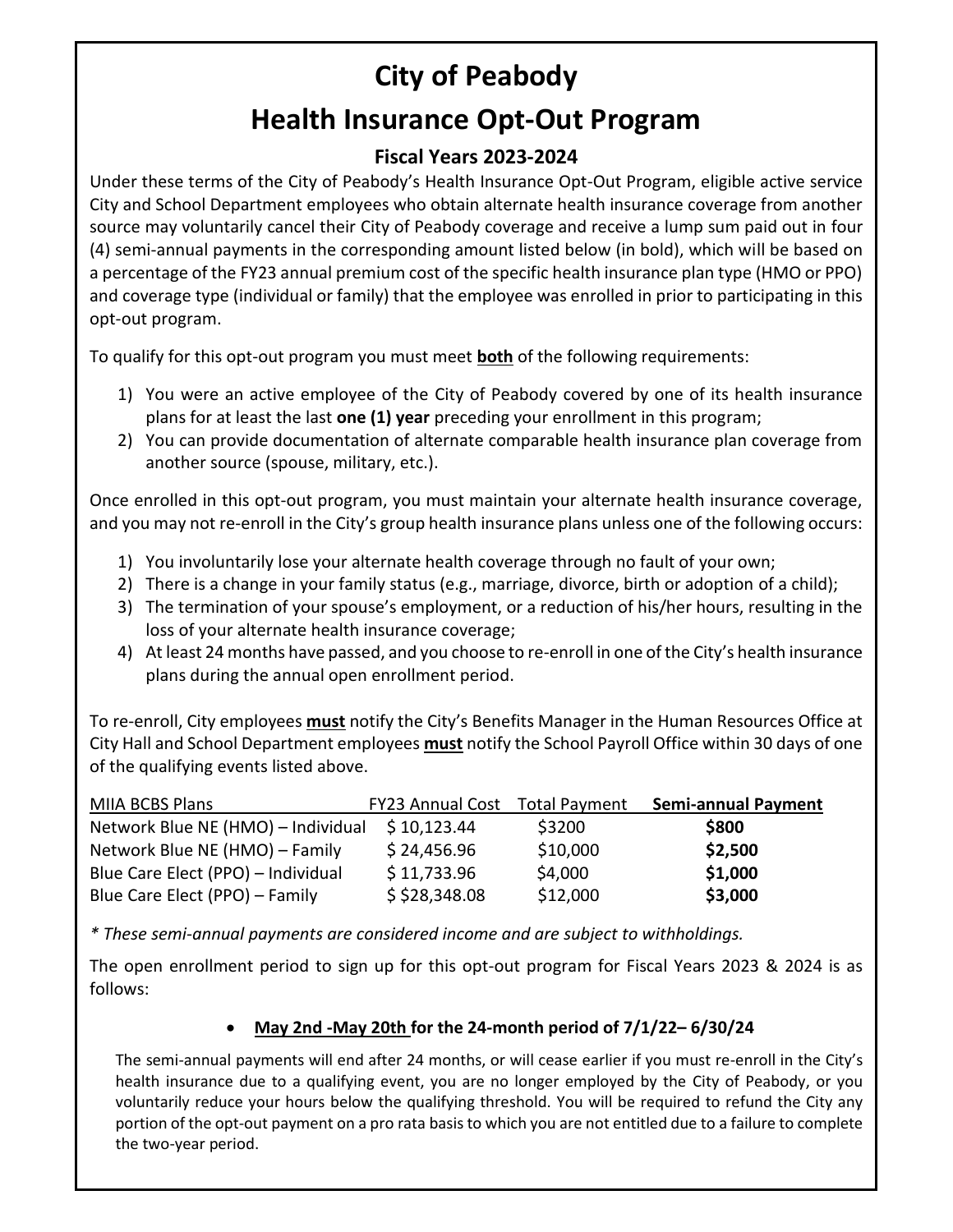# City of Peabody

# Health Insurance Opt-Out Program

### Fiscal Years 2023-2024

Under these terms of the City of Peabody's Health Insurance Opt-Out Program, eligible active service City and School Department employees who obtain alternate health insurance coverage from another source may voluntarily cancel their City of Peabody coverage and receive a lump sum paid out in four (4) semi-annual payments in the corresponding amount listed below (in bold), which will be based on a percentage of the FY23 annual premium cost of the specific health insurance plan type (HMO or PPO) and coverage type (individual or family) that the employee was enrolled in prior to participating in this opt-out program.

To qualify for this opt-out program you must meet **both** of the following requirements:

1) You were an active employee of the City of Peabody covered by one of its health insurance plans for at least the last **one (1) year** preceding your enrollment in this program;
2) You can provide documentation of alternate comparable health insurance plan coverage from another source (spouse, military, etc.).

Once enrolled in this opt-out program, you must maintain your alternate health insurance coverage, and you may not re-enroll in the City's group health insurance plans unless one of the following occurs:

1) You involuntarily lose your alternate health coverage through no fault of your own;
2) There is a change in your family status (e.g., marriage, divorce, birth or adoption of a child);
3) The termination of your spouse's employment, or a reduction of his/her hours, resulting in the loss of your alternate health insurance coverage;
4) At least 24 months have passed, and you choose to re-enroll in one of the City's health insurance plans during the annual open enrollment period.

To re-enroll, City employees **must** notify the City's Benefits Manager in the Human Resources Office at City Hall and School Department employees **must** notify the School Payroll Office within 30 days of one of the qualifying events listed above.

| MIIA BCBS Plans | FY23 Annual Cost | Total Payment | **Semi-annual Payment** |
|---|---|---|---|
| Network Blue NE (HMO) – Individual | $ 10,123.44 | $3200 | **$800** |
| Network Blue NE (HMO) – Family | $ 24,456.96 | $10,000 | **$2,500** |
| Blue Care Elect (PPO) – Individual | $ 11,733.96 | $4,000 | **$1,000** |
| Blue Care Elect (PPO) – Family | $ $28,348.08 | $12,000 | **$3,000** |

*\* These semi-annual payments are considered income and are subject to withholdings.*

The open enrollment period to sign up for this opt-out program for Fiscal Years 2023 & 2024 is as follows:

- **May 2nd -May 20th for the 24-month period of 7/1/22– 6/30/24**

The semi-annual payments will end after 24 months, or will cease earlier if you must re-enroll in the City's health insurance due to a qualifying event, you are no longer employed by the City of Peabody, or you voluntarily reduce your hours below the qualifying threshold. You will be required to refund the City any portion of the opt-out payment on a pro rata basis to which you are not entitled due to a failure to complete the two-year period.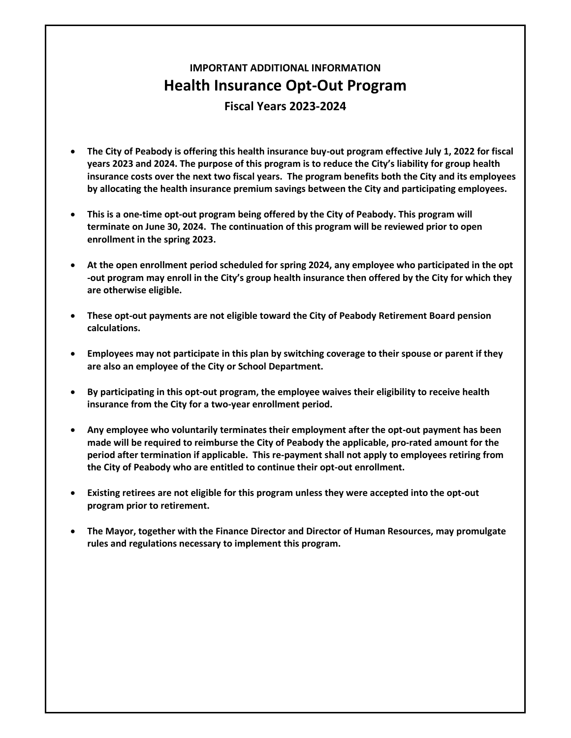**IMPORTANT ADDITIONAL INFORMATION**

# Health Insurance Opt-Out Program

## Fiscal Years 2023-2024

- **The City of Peabody is offering this health insurance buy-out program effective July 1, 2022 for fiscal years 2023 and 2024. The purpose of this program is to reduce the City's liability for group health insurance costs over the next two fiscal years. The program benefits both the City and its employees by allocating the health insurance premium savings between the City and participating employees.**

- **This is a one-time opt-out program being offered by the City of Peabody. This program will terminate on June 30, 2024. The continuation of this program will be reviewed prior to open enrollment in the spring 2023.**

- **At the open enrollment period scheduled for spring 2024, any employee who participated in the opt -out program may enroll in the City's group health insurance then offered by the City for which they are otherwise eligible.**

- **These opt-out payments are not eligible toward the City of Peabody Retirement Board pension calculations.**

- **Employees may not participate in this plan by switching coverage to their spouse or parent if they are also an employee of the City or School Department.**

- **By participating in this opt-out program, the employee waives their eligibility to receive health insurance from the City for a two-year enrollment period.**

- **Any employee who voluntarily terminates their employment after the opt-out payment has been made will be required to reimburse the City of Peabody the applicable, pro-rated amount for the period after termination if applicable. This re-payment shall not apply to employees retiring from the City of Peabody who are entitled to continue their opt-out enrollment.**

- **Existing retirees are not eligible for this program unless they were accepted into the opt-out program prior to retirement.**

- **The Mayor, together with the Finance Director and Director of Human Resources, may promulgate rules and regulations necessary to implement this program.**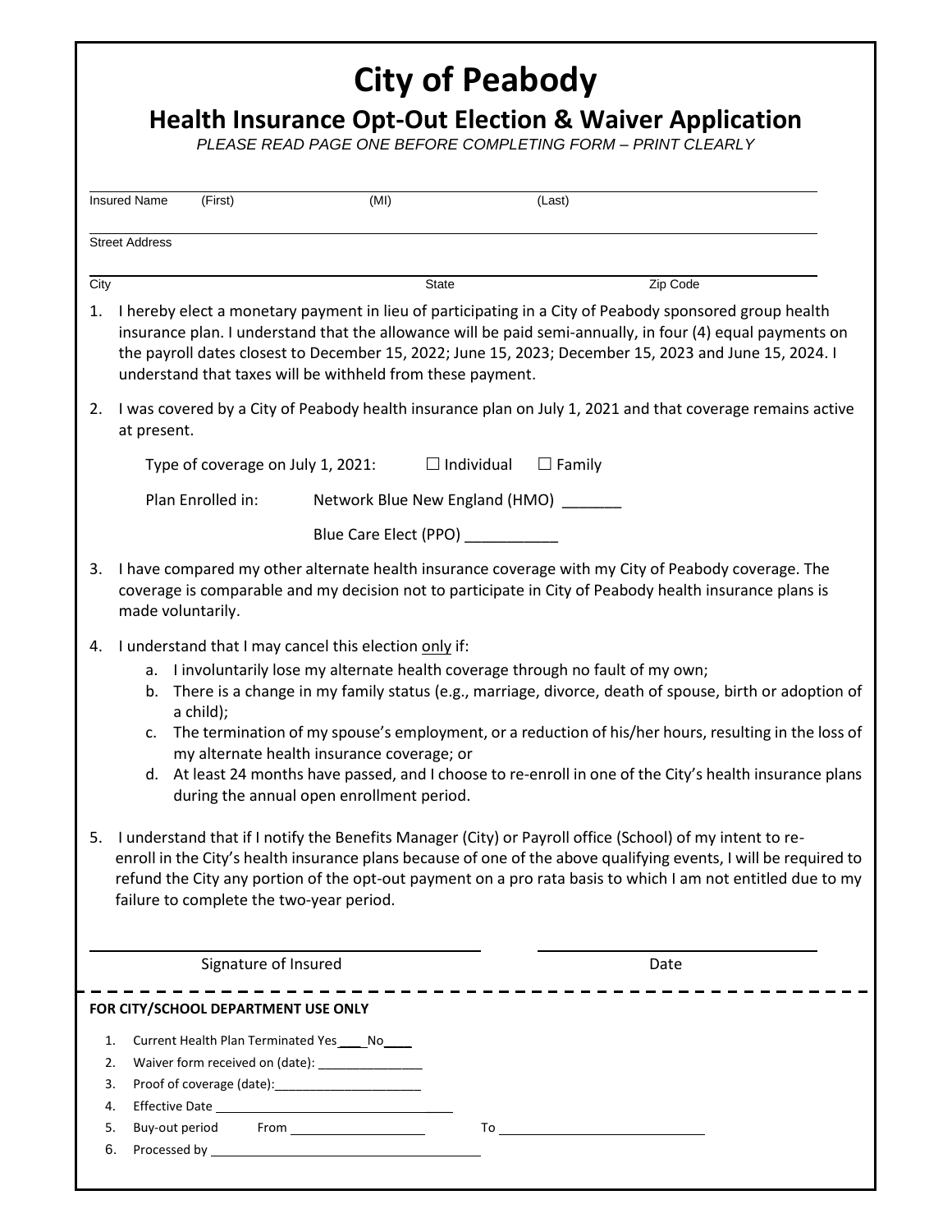# City of Peabody

## Health Insurance Opt-Out Election & Waiver Application

*PLEASE READ PAGE ONE BEFORE COMPLETING FORM – PRINT CLEARLY*

Insured Name (First) (MI) (Last)

Street Address

City State Zip Code

1. I hereby elect a monetary payment in lieu of participating in a City of Peabody sponsored group health insurance plan. I understand that the allowance will be paid semi-annually, in four (4) equal payments on the payroll dates closest to December 15, 2022; June 15, 2023; December 15, 2023 and June 15, 2024. I understand that taxes will be withheld from these payment.

2. I was covered by a City of Peabody health insurance plan on July 1, 2021 and that coverage remains active at present.

   Type of coverage on July 1, 2021: ☐ Individual ☐ Family

   Plan Enrolled in: Network Blue New England (HMO) _______

   Blue Care Elect (PPO) ___________

3. I have compared my other alternate health insurance coverage with my City of Peabody coverage. The coverage is comparable and my decision not to participate in City of Peabody health insurance plans is made voluntarily.

4. I understand that I may cancel this election only if:
   a. I involuntarily lose my alternate health coverage through no fault of my own;
   b. There is a change in my family status (e.g., marriage, divorce, death of spouse, birth or adoption of a child);
   c. The termination of my spouse's employment, or a reduction of his/her hours, resulting in the loss of my alternate health insurance coverage; or
   d. At least 24 months have passed, and I choose to re-enroll in one of the City's health insurance plans during the annual open enrollment period.

5. I understand that if I notify the Benefits Manager (City) or Payroll office (School) of my intent to re-enroll in the City's health insurance plans because of one of the above qualifying events, I will be required to refund the City any portion of the opt-out payment on a pro rata basis to which I am not entitled due to my failure to complete the two-year period.

Signature of Insured Date

**FOR CITY/SCHOOL DEPARTMENT USE ONLY**

1. Current Health Plan Terminated Yes____ No____
2. Waiver form received on (date): _______________
3. Proof of coverage (date):_____________________
4. Effective Date ___________________________________
5. Buy-out period From ____________________ To ____________________________
6. Processed by _______________________________________